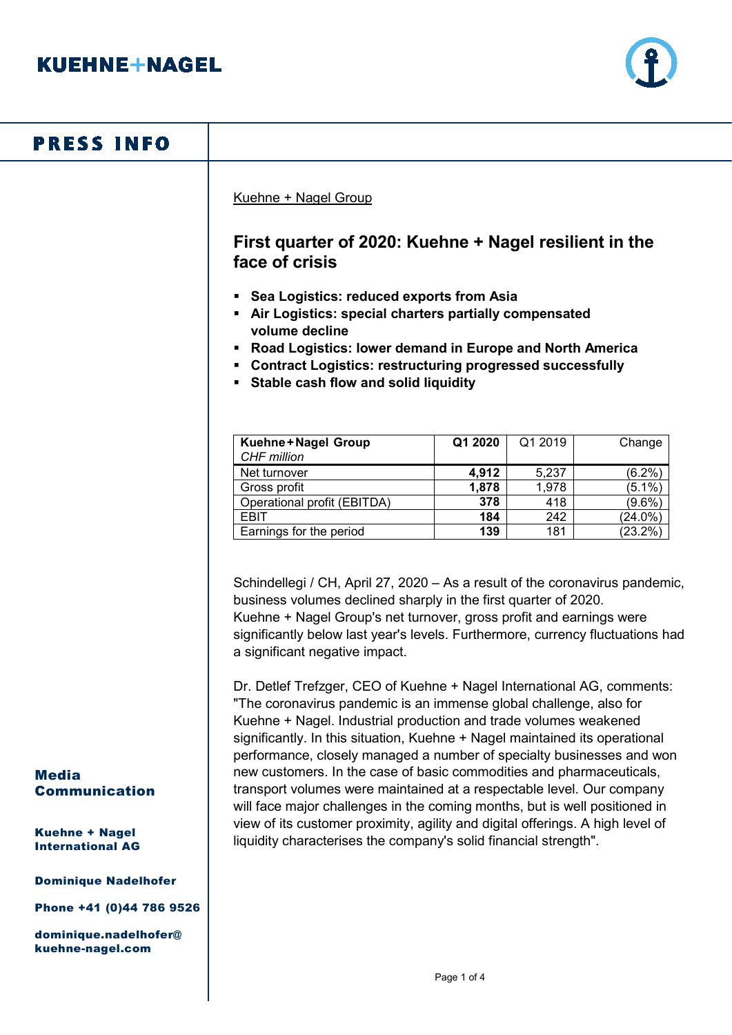KUEHNE+NAGEL

# PRESS INFO

Kuehne + Nagel Group

## First quarter of 2020: Kuehne + Nagel resilient in the face of crisis

- **Sea Logistics: reduced exports from Asia**
- **Air Logistics: special charters partially compensated volume decline**
- **Road Logistics: lower demand in Europe and North America**
- **Contract Logistics: restructuring progressed successfully**
- **Stable cash flow and solid liquidity**

| **Kuehne+Nagel Group** *CHF million* | **Q1 2020** | Q1 2019 | Change |
|---|---|---|---|
| Net turnover | **4,912** | 5,237 | (6.2%) |
| Gross profit | **1,878** | 1,978 | (5.1%) |
| Operational profit (EBITDA) | **378** | 418 | (9.6%) |
| EBIT | **184** | 242 | (24.0%) |
| Earnings for the period | **139** | 181 | (23.2%) |

Schindellegi / CH, April 27, 2020 – As a result of the coronavirus pandemic, business volumes declined sharply in the first quarter of 2020. Kuehne + Nagel Group's net turnover, gross profit and earnings were significantly below last year's levels. Furthermore, currency fluctuations had a significant negative impact.

Dr. Detlef Trefzger, CEO of Kuehne + Nagel International AG, comments: "The coronavirus pandemic is an immense global challenge, also for Kuehne + Nagel. Industrial production and trade volumes weakened significantly. In this situation, Kuehne + Nagel maintained its operational performance, closely managed a number of specialty businesses and won new customers. In the case of basic commodities and pharmaceuticals, transport volumes were maintained at a respectable level. Our company will face major challenges in the coming months, but is well positioned in view of its customer proximity, agility and digital offerings. A high level of liquidity characterises the company's solid financial strength".

**Media Communication**

**Kuehne + Nagel International AG**

**Dominique Nadelhofer**

**Phone +41 (0)44 786 9526**

**dominique.nadelhofer@kuehne-nagel.com**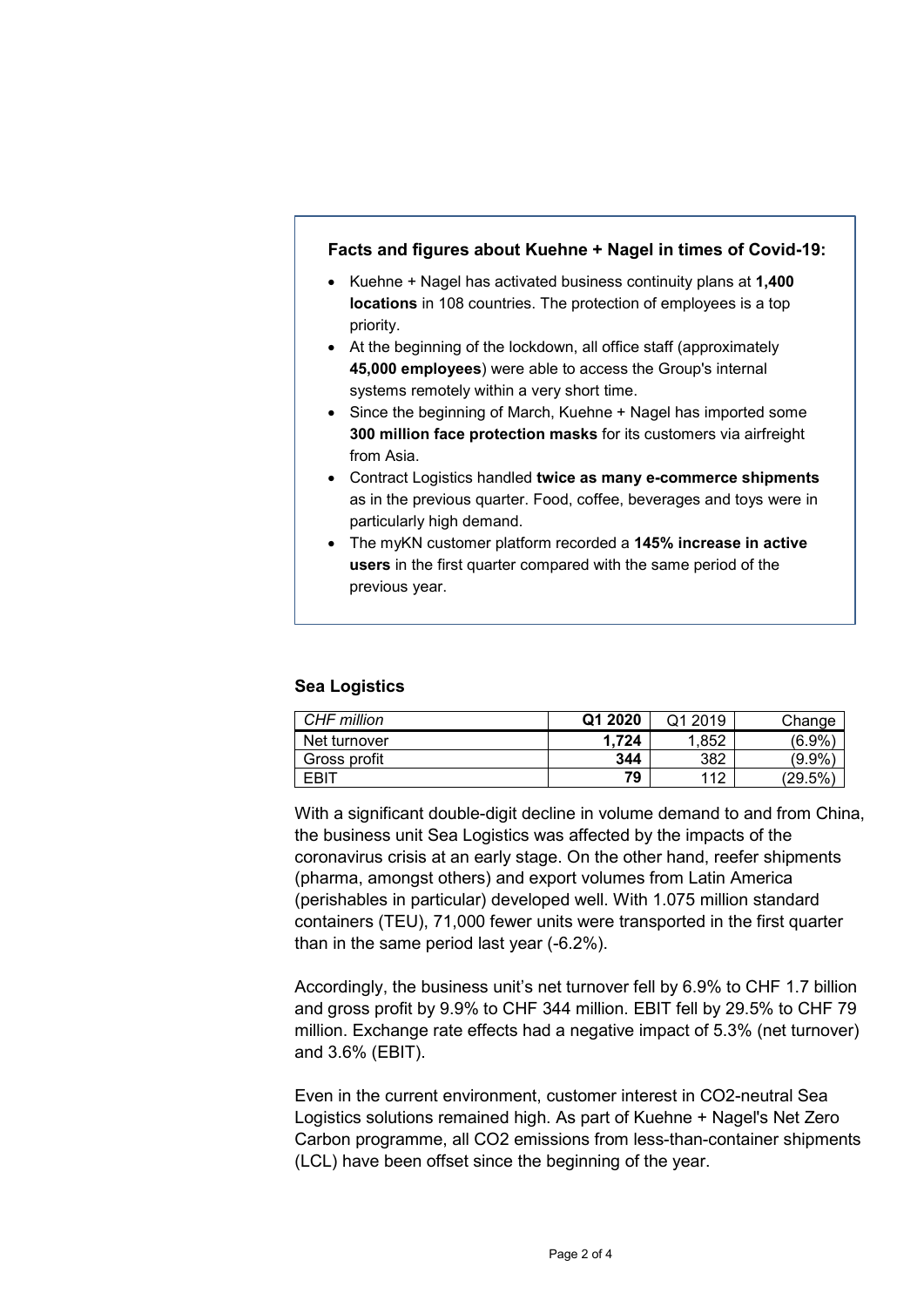**Facts and figures about Kuehne + Nagel in times of Covid-19:**

- Kuehne + Nagel has activated business continuity plans at **1,400 locations** in 108 countries. The protection of employees is a top priority.
- At the beginning of the lockdown, all office staff (approximately **45,000 employees**) were able to access the Group's internal systems remotely within a very short time.
- Since the beginning of March, Kuehne + Nagel has imported some **300 million face protection masks** for its customers via airfreight from Asia.
- Contract Logistics handled **twice as many e-commerce shipments** as in the previous quarter. Food, coffee, beverages and toys were in particularly high demand.
- The myKN customer platform recorded a **145% increase in active users** in the first quarter compared with the same period of the previous year.

### Sea Logistics

| *CHF million* | **Q1 2020** | Q1 2019 | Change |
|---|---|---|---|
| Net turnover | **1,724** | 1,852 | (6.9%) |
| Gross profit | **344** | 382 | (9.9%) |
| EBIT | **79** | 112 | (29.5%) |

With a significant double-digit decline in volume demand to and from China, the business unit Sea Logistics was affected by the impacts of the coronavirus crisis at an early stage. On the other hand, reefer shipments (pharma, amongst others) and export volumes from Latin America (perishables in particular) developed well. With 1.075 million standard containers (TEU), 71,000 fewer units were transported in the first quarter than in the same period last year (-6.2%).

Accordingly, the business unit's net turnover fell by 6.9% to CHF 1.7 billion and gross profit by 9.9% to CHF 344 million. EBIT fell by 29.5% to CHF 79 million. Exchange rate effects had a negative impact of 5.3% (net turnover) and 3.6% (EBIT).

Even in the current environment, customer interest in $CO_2$-neutral Sea Logistics solutions remained high. As part of Kuehne + Nagel's Net Zero Carbon programme, all $CO_2$ emissions from less-than-container shipments (LCL) have been offset since the beginning of the year.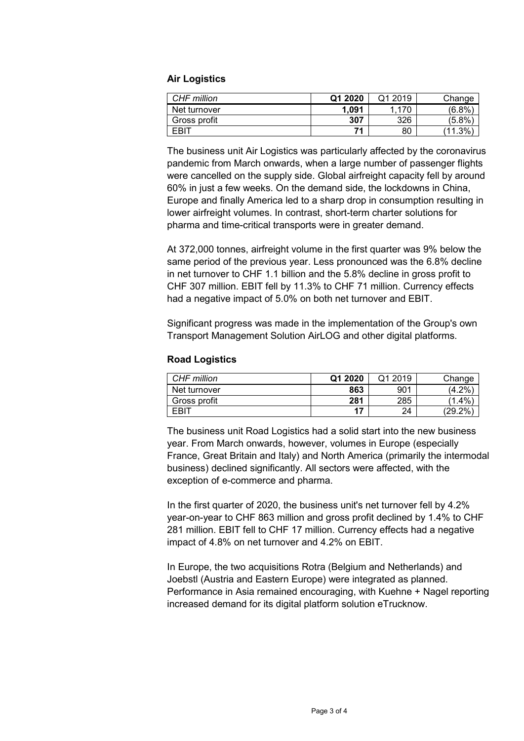### Air Logistics

| *CHF million* | **Q1 2020** | Q1 2019 | Change |
|---|---|---|---|
| Net turnover | **1,091** | 1,170 | (6.8%) |
| Gross profit | **307** | 326 | (5.8%) |
| EBIT | **71** | 80 | (11.3%) |

The business unit Air Logistics was particularly affected by the coronavirus pandemic from March onwards, when a large number of passenger flights were cancelled on the supply side. Global airfreight capacity fell by around 60% in just a few weeks. On the demand side, the lockdowns in China, Europe and finally America led to a sharp drop in consumption resulting in lower airfreight volumes. In contrast, short-term charter solutions for pharma and time-critical transports were in greater demand.

At 372,000 tonnes, airfreight volume in the first quarter was 9% below the same period of the previous year. Less pronounced was the 6.8% decline in net turnover to CHF 1.1 billion and the 5.8% decline in gross profit to CHF 307 million. EBIT fell by 11.3% to CHF 71 million. Currency effects had a negative impact of 5.0% on both net turnover and EBIT.

Significant progress was made in the implementation of the Group's own Transport Management Solution AirLOG and other digital platforms.

### Road Logistics

| *CHF million* | **Q1 2020** | Q1 2019 | Change |
|---|---|---|---|
| Net turnover | **863** | 901 | (4.2%) |
| Gross profit | **281** | 285 | (1.4%) |
| EBIT | **17** | 24 | (29.2%) |

The business unit Road Logistics had a solid start into the new business year. From March onwards, however, volumes in Europe (especially France, Great Britain and Italy) and North America (primarily the intermodal business) declined significantly. All sectors were affected, with the exception of e-commerce and pharma.

In the first quarter of 2020, the business unit's net turnover fell by 4.2% year-on-year to CHF 863 million and gross profit declined by 1.4% to CHF 281 million. EBIT fell to CHF 17 million. Currency effects had a negative impact of 4.8% on net turnover and 4.2% on EBIT.

In Europe, the two acquisitions Rotra (Belgium and Netherlands) and Joebstl (Austria and Eastern Europe) were integrated as planned. Performance in Asia remained encouraging, with Kuehne + Nagel reporting increased demand for its digital platform solution eTrucknow.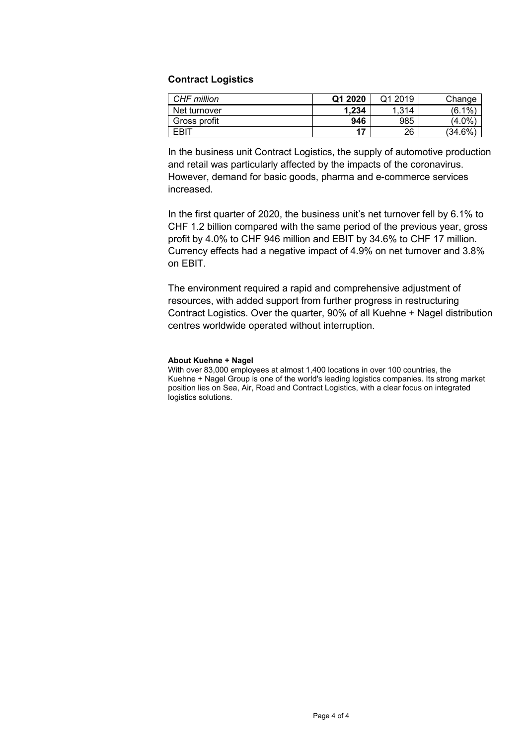### Contract Logistics

| *CHF million* | **Q1 2020** | Q1 2019 | Change |
|---|---|---|---|
| Net turnover | **1,234** | 1,314 | (6.1%) |
| Gross profit | **946** | 985 | (4.0%) |
| EBIT | **17** | 26 | (34.6%) |

In the business unit Contract Logistics, the supply of automotive production and retail was particularly affected by the impacts of the coronavirus. However, demand for basic goods, pharma and e-commerce services increased.

In the first quarter of 2020, the business unit's net turnover fell by 6.1% to CHF 1.2 billion compared with the same period of the previous year, gross profit by 4.0% to CHF 946 million and EBIT by 34.6% to CHF 17 million. Currency effects had a negative impact of 4.9% on net turnover and 3.8% on EBIT.

The environment required a rapid and comprehensive adjustment of resources, with added support from further progress in restructuring Contract Logistics. Over the quarter, 90% of all Kuehne + Nagel distribution centres worldwide operated without interruption.

**About Kuehne + Nagel**

With over 83,000 employees at almost 1,400 locations in over 100 countries, the Kuehne + Nagel Group is one of the world's leading logistics companies. Its strong market position lies on Sea, Air, Road and Contract Logistics, with a clear focus on integrated logistics solutions.